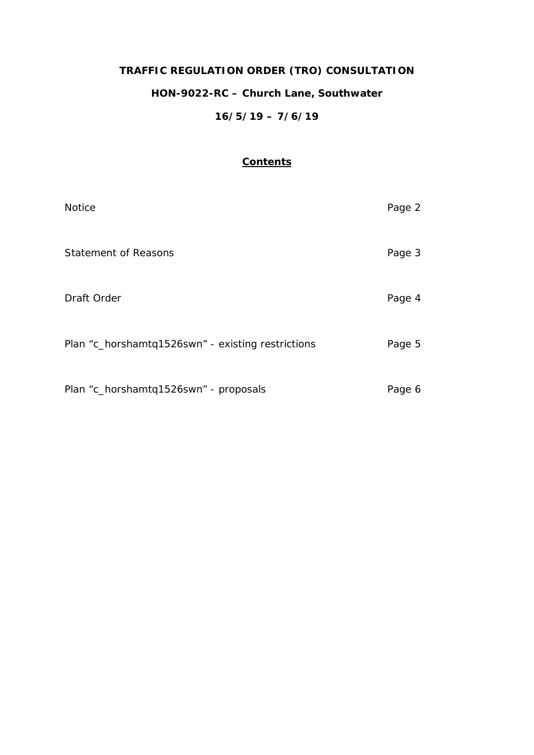**TRAFFIC REGULATION ORDER (TRO) CONSULTATION**

**HON-9022-RC – Church Lane, Southwater**

**16/5/19 – 7/6/19**

## Contents

| | |
|---|---|
| Notice | Page 2 |
| Statement of Reasons | Page 3 |
| Draft Order | Page 4 |
| Plan “c_horshamtq1526swn” - existing restrictions | Page 5 |
| Plan “c_horshamtq1526swn” - proposals | Page 6 |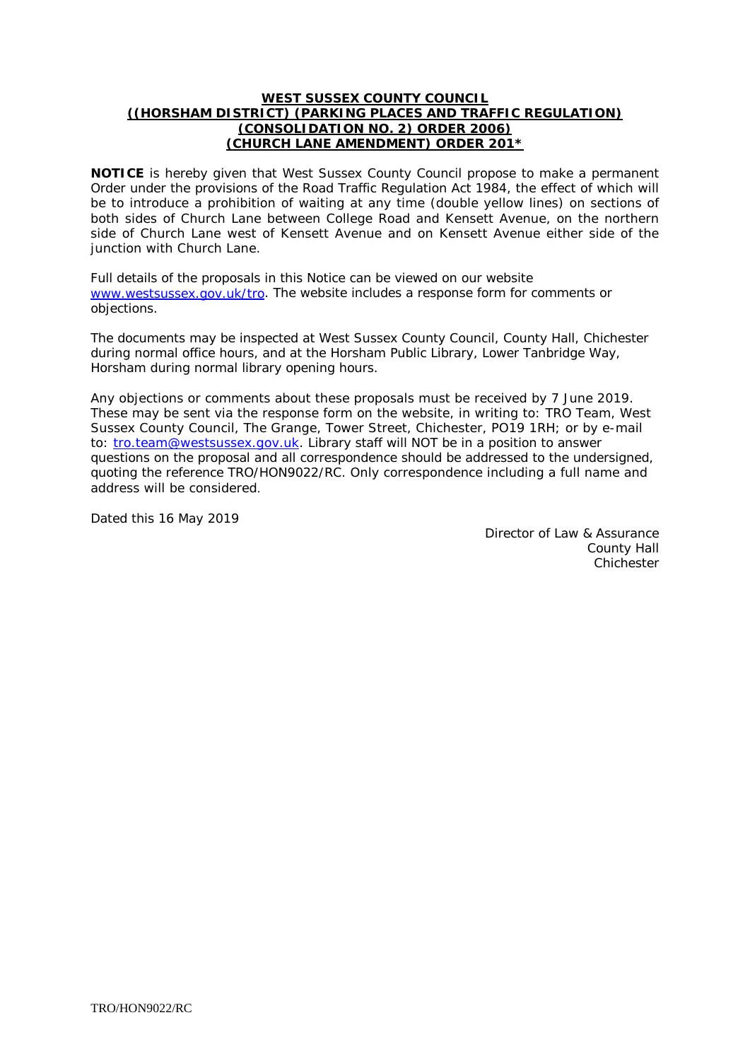**WEST SUSSEX COUNTY COUNCIL**
**((HORSHAM DISTRICT) (PARKING PLACES AND TRAFFIC REGULATION)**
**(CONSOLIDATION NO. 2) ORDER 2006)**
**(CHURCH LANE AMENDMENT) ORDER 201***

**NOTICE** is hereby given that West Sussex County Council propose to make a permanent Order under the provisions of the Road Traffic Regulation Act 1984, the effect of which will be to introduce a prohibition of waiting at any time (double yellow lines) on sections of both sides of Church Lane between College Road and Kensett Avenue, on the northern side of Church Lane west of Kensett Avenue and on Kensett Avenue either side of the junction with Church Lane.

Full details of the proposals in this Notice can be viewed on our website www.westsussex.gov.uk/tro. The website includes a response form for comments or objections.

The documents may be inspected at West Sussex County Council, County Hall, Chichester during normal office hours, and at the Horsham Public Library, Lower Tanbridge Way, Horsham during normal library opening hours.

Any objections or comments about these proposals must be received by 7 June 2019. These may be sent via the response form on the website, in writing to: TRO Team, West Sussex County Council, The Grange, Tower Street, Chichester, PO19 1RH; or by e-mail to: tro.team@westsussex.gov.uk. Library staff will NOT be in a position to answer questions on the proposal and all correspondence should be addressed to the undersigned, quoting the reference TRO/HON9022/RC. Only correspondence including a full name and address will be considered.

Dated this 16 May 2019

Director of Law & Assurance
County Hall
Chichester

TRO/HON9022/RC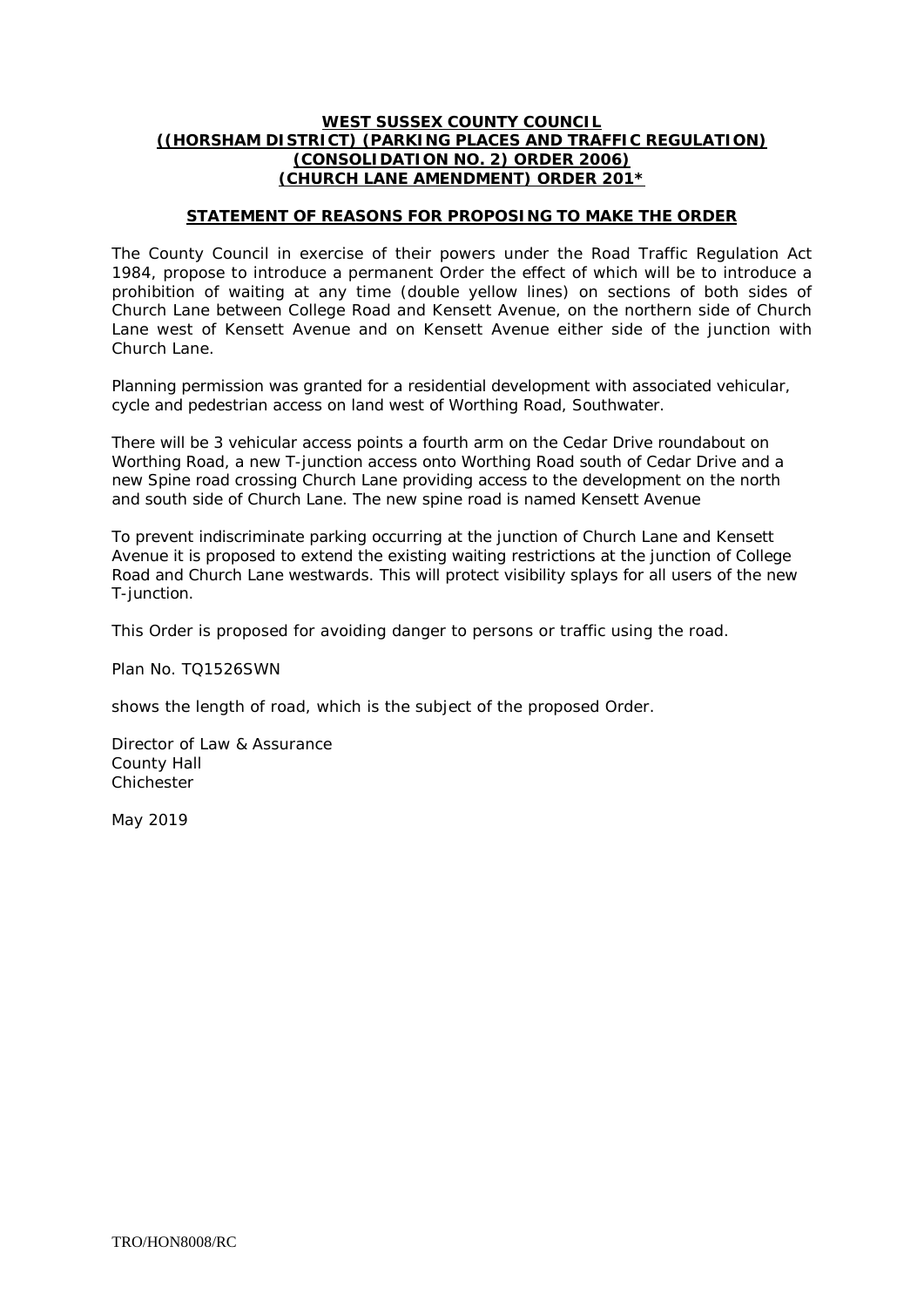**WEST SUSSEX COUNTY COUNCIL**
**((HORSHAM DISTRICT) (PARKING PLACES AND TRAFFIC REGULATION) (CONSOLIDATION NO. 2) ORDER 2006) (CHURCH LANE AMENDMENT) ORDER 201***

**STATEMENT OF REASONS FOR PROPOSING TO MAKE THE ORDER**

The County Council in exercise of their powers under the Road Traffic Regulation Act 1984, propose to introduce a permanent Order the effect of which will be to introduce a prohibition of waiting at any time (double yellow lines) on sections of both sides of Church Lane between College Road and Kensett Avenue, on the northern side of Church Lane west of Kensett Avenue and on Kensett Avenue either side of the junction with Church Lane.

Planning permission was granted for a residential development with associated vehicular, cycle and pedestrian access on land west of Worthing Road, Southwater.

There will be 3 vehicular access points a fourth arm on the Cedar Drive roundabout on Worthing Road, a new T-junction access onto Worthing Road south of Cedar Drive and a new Spine road crossing Church Lane providing access to the development on the north and south side of Church Lane. The new spine road is named Kensett Avenue

To prevent indiscriminate parking occurring at the junction of Church Lane and Kensett Avenue it is proposed to extend the existing waiting restrictions at the junction of College Road and Church Lane westwards. This will protect visibility splays for all users of the new T-junction.

This Order is proposed for avoiding danger to persons or traffic using the road.

Plan No. TQ1526SWN

shows the length of road, which is the subject of the proposed Order.

Director of Law & Assurance
County Hall
Chichester

May 2019

TRO/HON8008/RC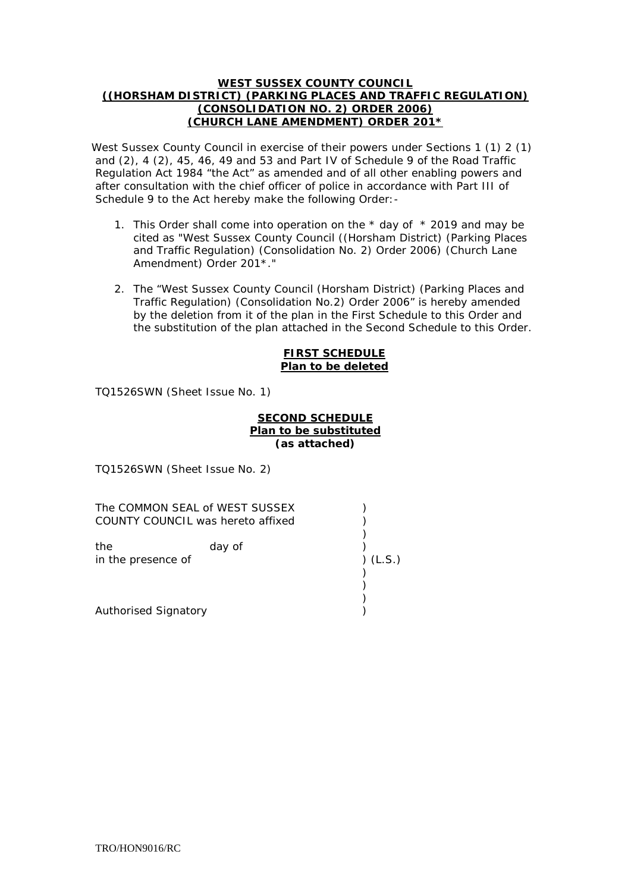**WEST SUSSEX COUNTY COUNCIL**
**((HORSHAM DISTRICT) (PARKING PLACES AND TRAFFIC REGULATION)**
**(CONSOLIDATION NO. 2) ORDER 2006)**
**(CHURCH LANE AMENDMENT) ORDER 201***

West Sussex County Council in exercise of their powers under Sections 1 (1) 2 (1) and (2), 4 (2), 45, 46, 49 and 53 and Part IV of Schedule 9 of the Road Traffic Regulation Act 1984 "the Act" as amended and of all other enabling powers and after consultation with the chief officer of police in accordance with Part III of Schedule 9 to the Act hereby make the following Order:-

1. This Order shall come into operation on the * day of * 2019 and may be cited as "West Sussex County Council ((Horsham District) (Parking Places and Traffic Regulation) (Consolidation No. 2) Order 2006) (Church Lane Amendment) Order 201*."

2. The "West Sussex County Council (Horsham District) (Parking Places and Traffic Regulation) (Consolidation No.2) Order 2006" is hereby amended by the deletion from it of the plan in the First Schedule to this Order and the substitution of the plan attached in the Second Schedule to this Order.

**FIRST SCHEDULE**
**Plan to be deleted**

TQ1526SWN (Sheet Issue No. 1)

**SECOND SCHEDULE**
**Plan to be substituted**
**(as attached)**

TQ1526SWN (Sheet Issue No. 2)

The COMMON SEAL of WEST SUSSEX )
COUNTY COUNCIL was hereto affixed )
)
the day of )
in the presence of ) (L.S.)
)
)
)
Authorised Signatory )

TRO/HON9016/RC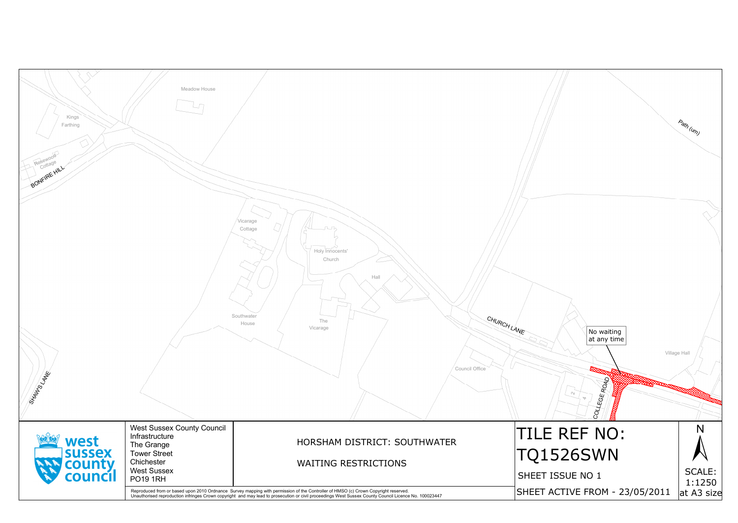Meadow House

Kings Farthing

Rosewood Cottage

BONFIRE HILL

Path (um)

Vicarage Cottage

Holy Innocents' Church

Hall

Southwater House

The Vicarage

CHURCH LANE

No waiting at any time

Village Hall

Council Office

SHAW'S LANE

COLLEGE ROAD

2

4

West Sussex County Council
Infrastructure
The Grange
Tower Street
Chichester
West Sussex
PO19 1RH

HORSHAM DISTRICT: SOUTHWATER

WAITING RESTRICTIONS

# TILE REF NO: TQ1526SWN

SHEET ISSUE NO 1

SHEET ACTIVE FROM - 23/05/2011

N

SCALE: 1:1250 at A3 size

Reproduced from or based upon 2010 Ordnance Survey mapping with permission of the Controller of HMSO (c) Crown Copyright reserved.
Unauthorised reproduction infringes Crown copyright and may lead to prosecution or civil proceedings West Sussex County Council Licence No. 100023447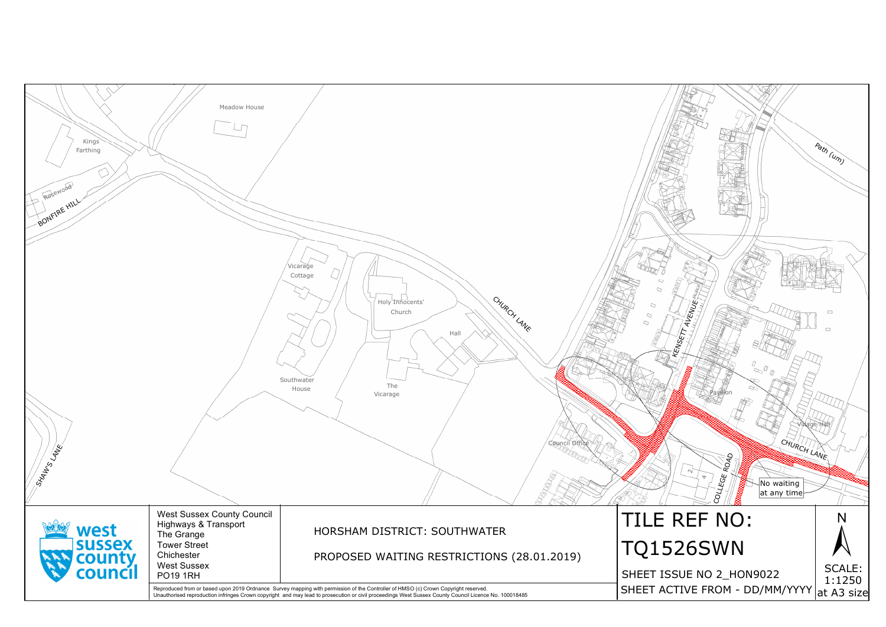Meadow House

Kings Farthing

Rosewood

BONFIRE HILL

Vicarage Cottage

Holy Innocents' Church

CHURCH LANE

Hall

Southwater House

The Vicarage

SHAW'S LANE

Council Office

KENSETT AVENUE

Pavilion

Village Hall

CHURCH LANE

COLLEGE ROAD

No waiting at any time

Path (um)

West Sussex County Council
Highways & Transport
The Grange
Tower Street
Chichester
West Sussex
PO19 1RH

HORSHAM DISTRICT: SOUTHWATER

PROPOSED WAITING RESTRICTIONS (28.01.2019)

# TILE REF NO: TQ1526SWN

SHEET ISSUE NO 2_HON9022

SHEET ACTIVE FROM - DD/MM/YYYY

N

SCALE: 1:1250 at A3 size

Reproduced from or based upon 2019 Ordnance Survey mapping with permission of the Controller of HMSO (c) Crown Copyright reserved.
Unauthorised reproduction infringes Crown copyright and may lead to prosecution or civil proceedings West Sussex County Council Licence No. 100018485